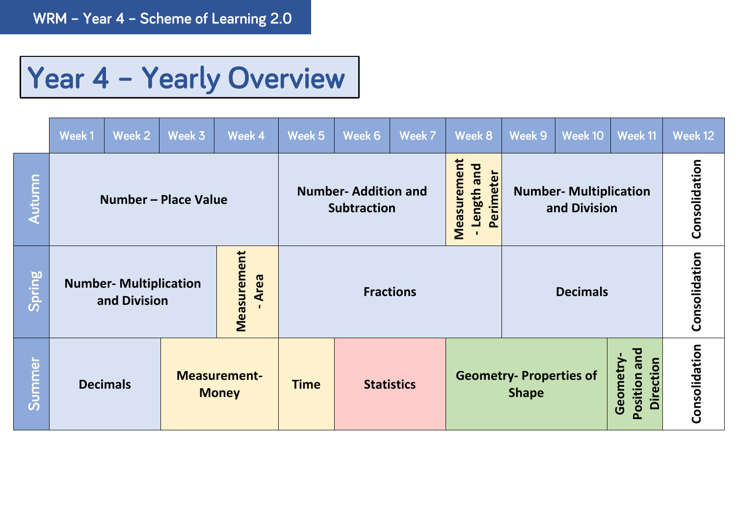# Year 4 – Yearly Overview

| | Week 1 | Week 2 | Week 3 | Week 4 | Week 5 | Week 6 | Week 7 | Week 8 | Week 9 | Week 10 | Week 11 | Week 12 |
|---|---|---|---|---|---|---|---|---|---|---|---|---|
| **Autumn** | **Number – Place Value** | | | | **Number- Addition and Subtraction** | | | **Measurement - Length and Perimeter** | **Number- Multiplication and Division** | | | **Consolidation** |
| **Spring** | **Number- Multiplication and Division** | | | **Measurement - Area** | **Fractions** | | | | **Decimals** | | | **Consolidation** |
| **Summer** | **Decimals** | | **Measurement- Money** | | **Time** | **Statistics** | | **Geometry- Properties of Shape** | | | **Geometry- Position and Direction** | **Consolidation** |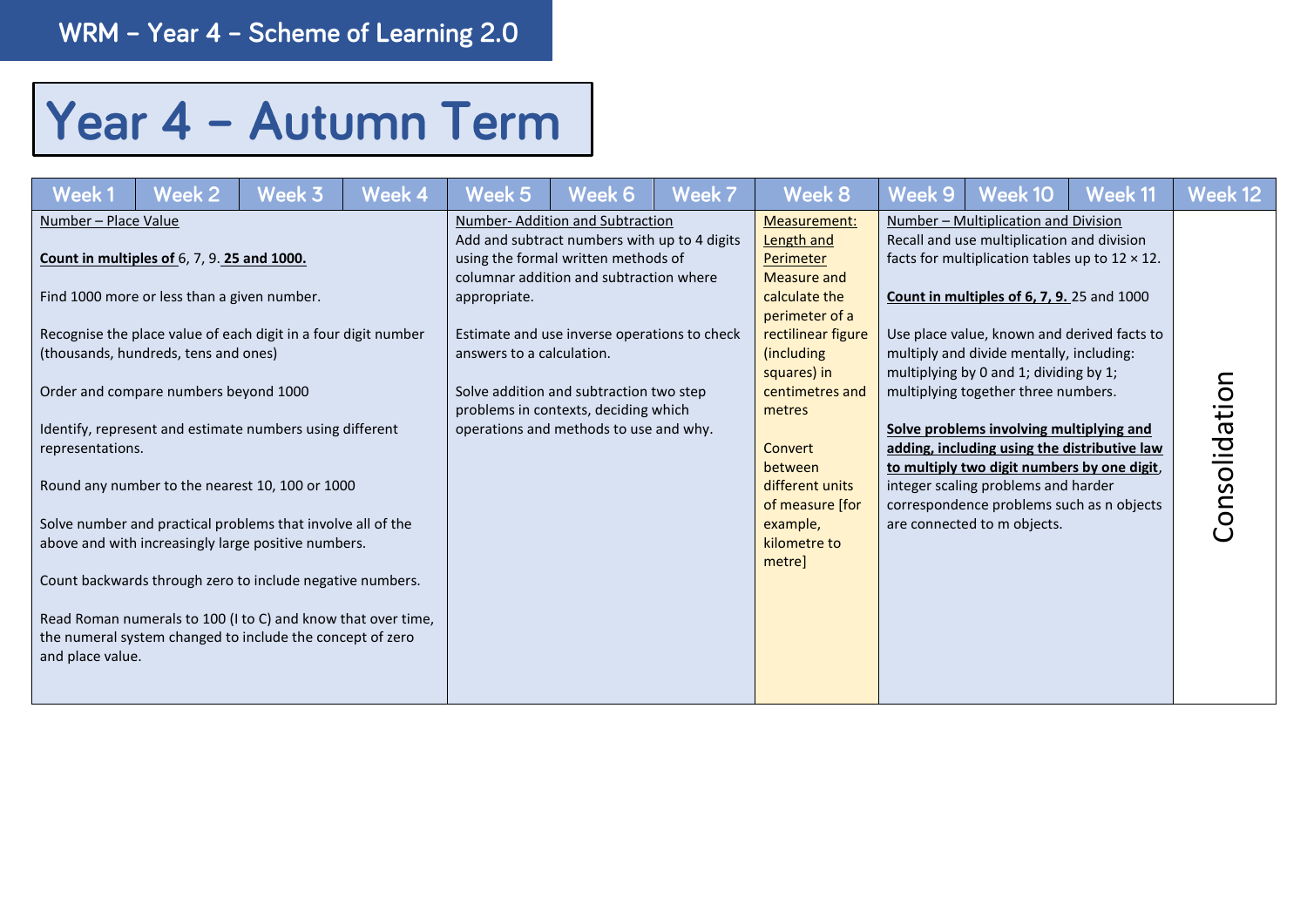WRM – Year 4 – Scheme of Learning 2.0

# Year 4 – Autumn Term

| Week 1 | Week 2 | Week 3 | Week 4 | Week 5 | Week 6 | Week 7 | Week 8 | Week 9 | Week 10 | Week 11 | Week 12 |
|---|---|---|---|---|---|---|---|---|---|---|---|
| Number – Place Value<br><br>**Count in multiples of** 6, 7, 9. **25 and 1000.**<br><br>Find 1000 more or less than a given number.<br><br>Recognise the place value of each digit in a four digit number (thousands, hundreds, tens and ones)<br><br>Order and compare numbers beyond 1000<br><br>Identify, represent and estimate numbers using different representations.<br><br>Round any number to the nearest 10, 100 or 1000<br><br>Solve number and practical problems that involve all of the above and with increasingly large positive numbers.<br><br>Count backwards through zero to include negative numbers.<br><br>Read Roman numerals to 100 (I to C) and know that over time, the numeral system changed to include the concept of zero and place value. | | | | Number- Addition and Subtraction<br>Add and subtract numbers with up to 4 digits using the formal written methods of columnar addition and subtraction where appropriate.<br><br>Estimate and use inverse operations to check answers to a calculation.<br><br>Solve addition and subtraction two step problems in contexts, deciding which operations and methods to use and why. | | | Measurement: Length and Perimeter<br>Measure and calculate the perimeter of a rectilinear figure (including squares) in centimetres and metres<br><br>Convert between different units of measure [for example, kilometre to metre] | Number – Multiplication and Division<br>Recall and use multiplication and division facts for multiplication tables up to 12 × 12.<br><br>**Count in multiples of 6, 7, 9.** 25 and 1000<br><br>Use place value, known and derived facts to multiply and divide mentally, including: multiplying by 0 and 1; dividing by 1; multiplying together three numbers.<br><br>**Solve problems involving multiplying and adding, including using the distributive law to multiply two digit numbers by one digit**, integer scaling problems and harder correspondence problems such as n objects are connected to m objects. | | | Consolidation |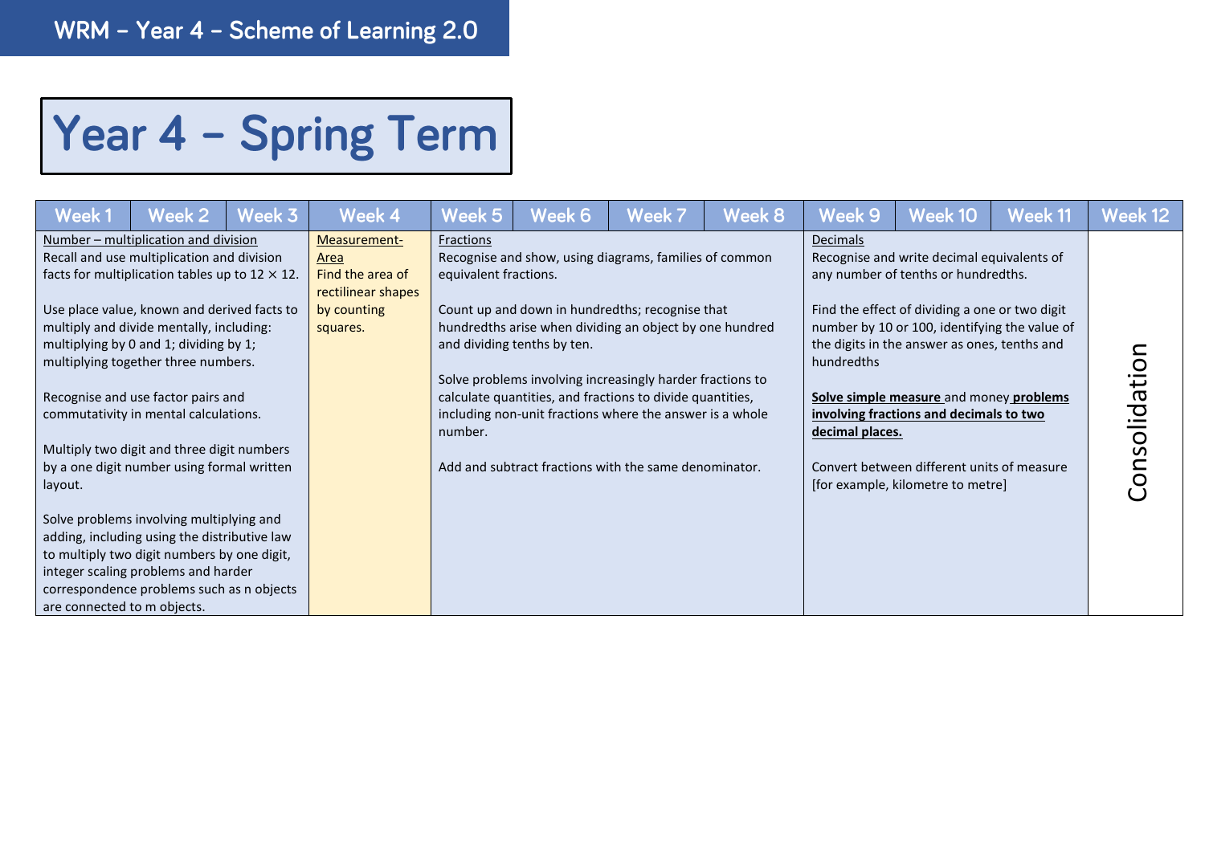WRM – Year 4 – Scheme of Learning 2.0

# Year 4 – Spring Term

| Week 1 | Week 2 | Week 3 | Week 4 | Week 5 | Week 6 | Week 7 | Week 8 | Week 9 | Week 10 | Week 11 | Week 12 |
|---|---|---|---|---|---|---|---|---|---|---|---|
| Number – multiplication and division<br>Recall and use multiplication and division facts for multiplication tables up to 12 × 12.<br><br>Use place value, known and derived facts to multiply and divide mentally, including: multiplying by 0 and 1; dividing by 1; multiplying together three numbers.<br><br>Recognise and use factor pairs and commutativity in mental calculations.<br><br>Multiply two digit and three digit numbers by a one digit number using formal written layout.<br><br>Solve problems involving multiplying and adding, including using the distributive law to multiply two digit numbers by one digit, integer scaling problems and harder correspondence problems such as n objects are connected to m objects. | | | Measurement- Area<br>Find the area of rectilinear shapes by counting squares. | Fractions<br>Recognise and show, using diagrams, families of common equivalent fractions.<br><br>Count up and down in hundredths; recognise that hundredths arise when dividing an object by one hundred and dividing tenths by ten.<br><br>Solve problems involving increasingly harder fractions to calculate quantities, and fractions to divide quantities, including non-unit fractions where the answer is a whole number.<br><br>Add and subtract fractions with the same denominator. | | | | Decimals<br>Recognise and write decimal equivalents of any number of tenths or hundredths.<br><br>Find the effect of dividing a one or two digit number by 10 or 100, identifying the value of the digits in the answer as ones, tenths and hundredths<br><br>**Solve simple measure** and money **problems involving fractions and decimals to two decimal places.**<br><br>Convert between different units of measure [for example, kilometre to metre] | | | Consolidation |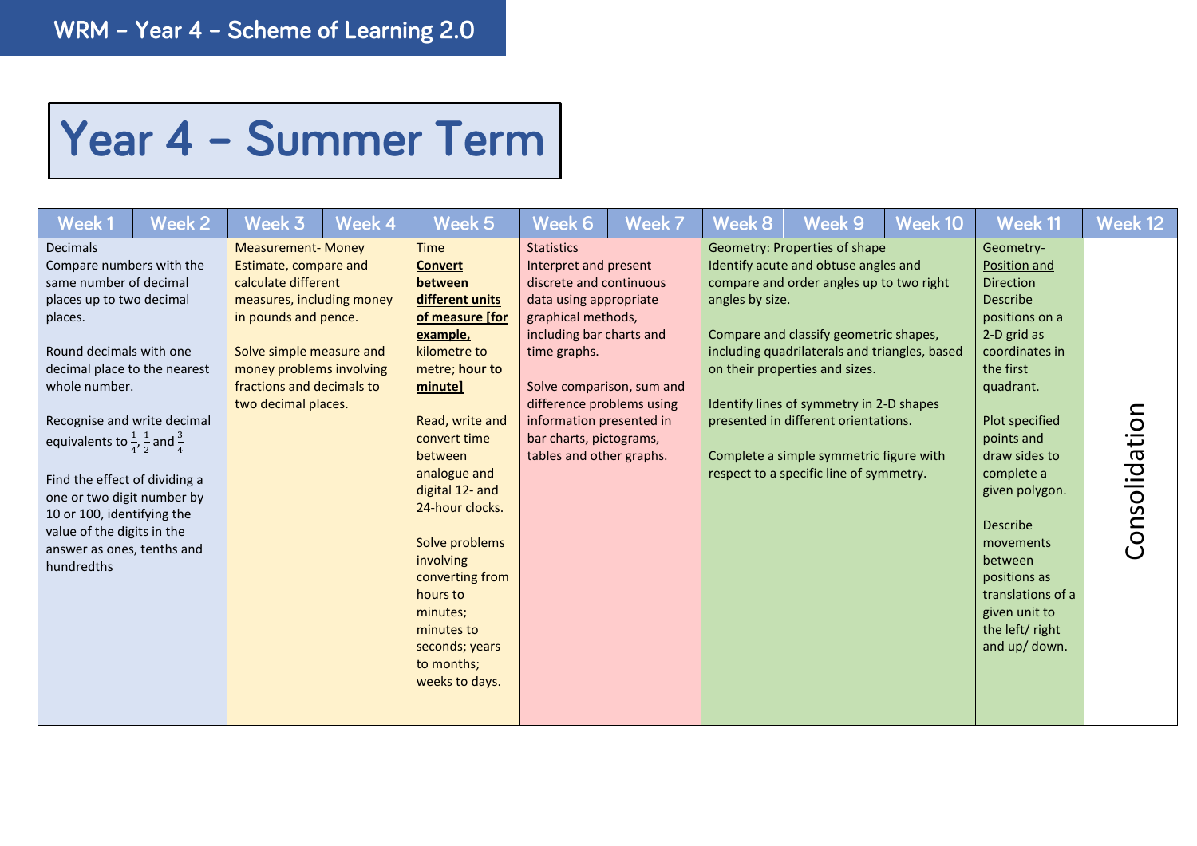WRM – Year 4 – Scheme of Learning 2.0

# Year 4 – Summer Term

| Week 1 | Week 2 | Week 3 | Week 4 | Week 5 | Week 6 | Week 7 | Week 8 | Week 9 | Week 10 | Week 11 | Week 12 |
|---|---|---|---|---|---|---|---|---|---|---|---|
| Decimals<br>Compare numbers with the same number of decimal places up to two decimal places.<br><br>Round decimals with one decimal place to the nearest whole number.<br><br>Recognise and write decimal equivalents to $\frac{1}{4}$, $\frac{1}{2}$ and $\frac{3}{4}$<br><br>Find the effect of dividing a one or two digit number by 10 or 100, identifying the value of the digits in the answer as ones, tenths and hundredths | | Measurement- Money<br>Estimate, compare and calculate different measures, including money in pounds and pence.<br><br>Solve simple measure and money problems involving fractions and decimals to two decimal places. | | Time<br>**Convert between different units of measure [for example,** kilometre to metre; **hour to minute]**<br><br>Read, write and convert time between analogue and digital 12- and 24-hour clocks.<br><br>Solve problems involving converting from hours to minutes; minutes to seconds; years to months; weeks to days. | Statistics<br>Interpret and present discrete and continuous data using appropriate graphical methods, including bar charts and time graphs.<br><br>Solve comparison, sum and difference problems using information presented in bar charts, pictograms, tables and other graphs. | | Geometry: Properties of shape<br>Identify acute and obtuse angles and compare and order angles up to two right angles by size.<br><br>Compare and classify geometric shapes, including quadrilaterals and triangles, based on their properties and sizes.<br><br>Identify lines of symmetry in 2-D shapes presented in different orientations.<br><br>Complete a simple symmetric figure with respect to a specific line of symmetry. | | | Geometry- Position and Direction<br>Describe positions on a 2-D grid as coordinates in the first quadrant.<br><br>Plot specified points and draw sides to complete a given polygon.<br><br>Describe movements between positions as translations of a given unit to the left/ right and up/ down. | Consolidation |